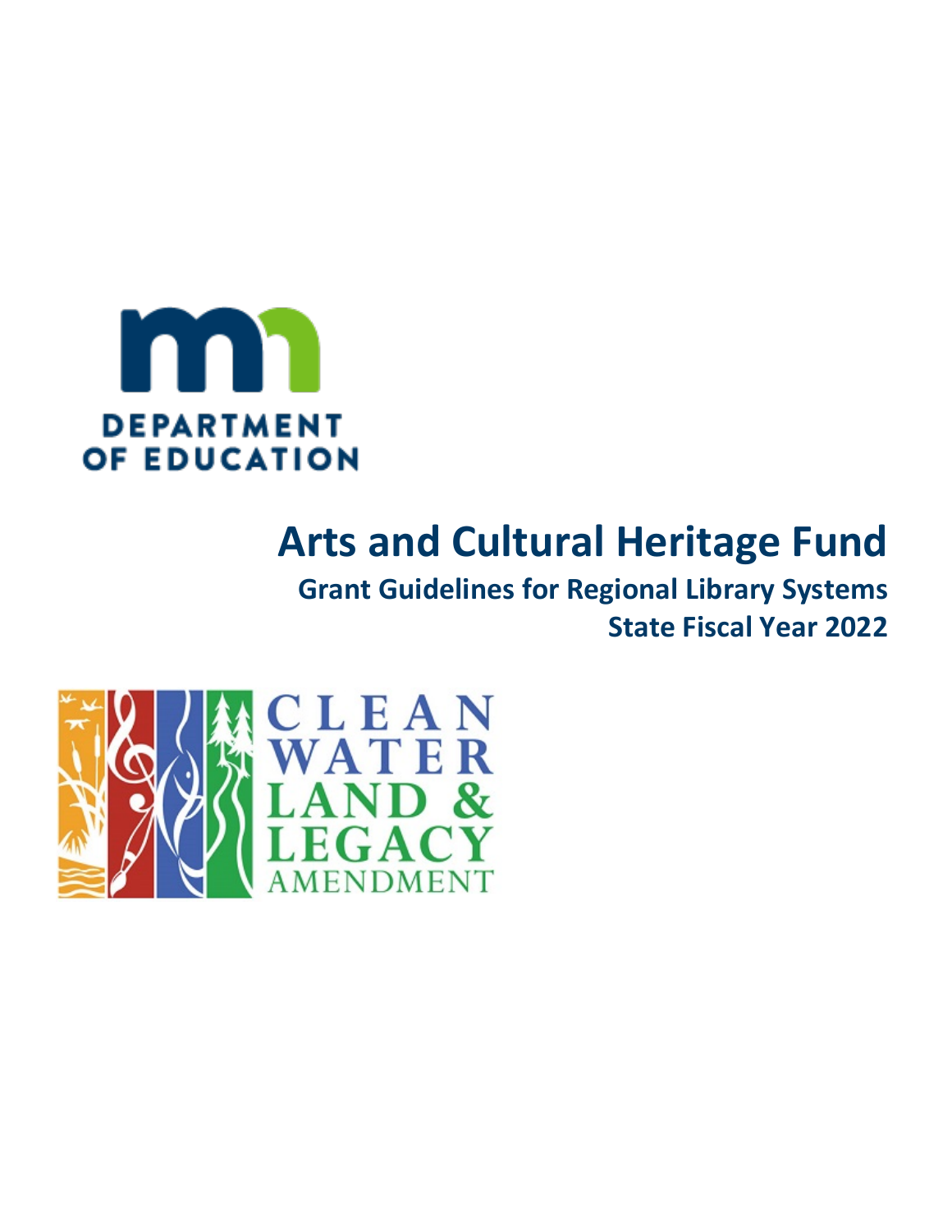# Arts and Cultural Heritage Fund

## Grant Guidelines for Regional Library Systems

## State Fiscal Year 2022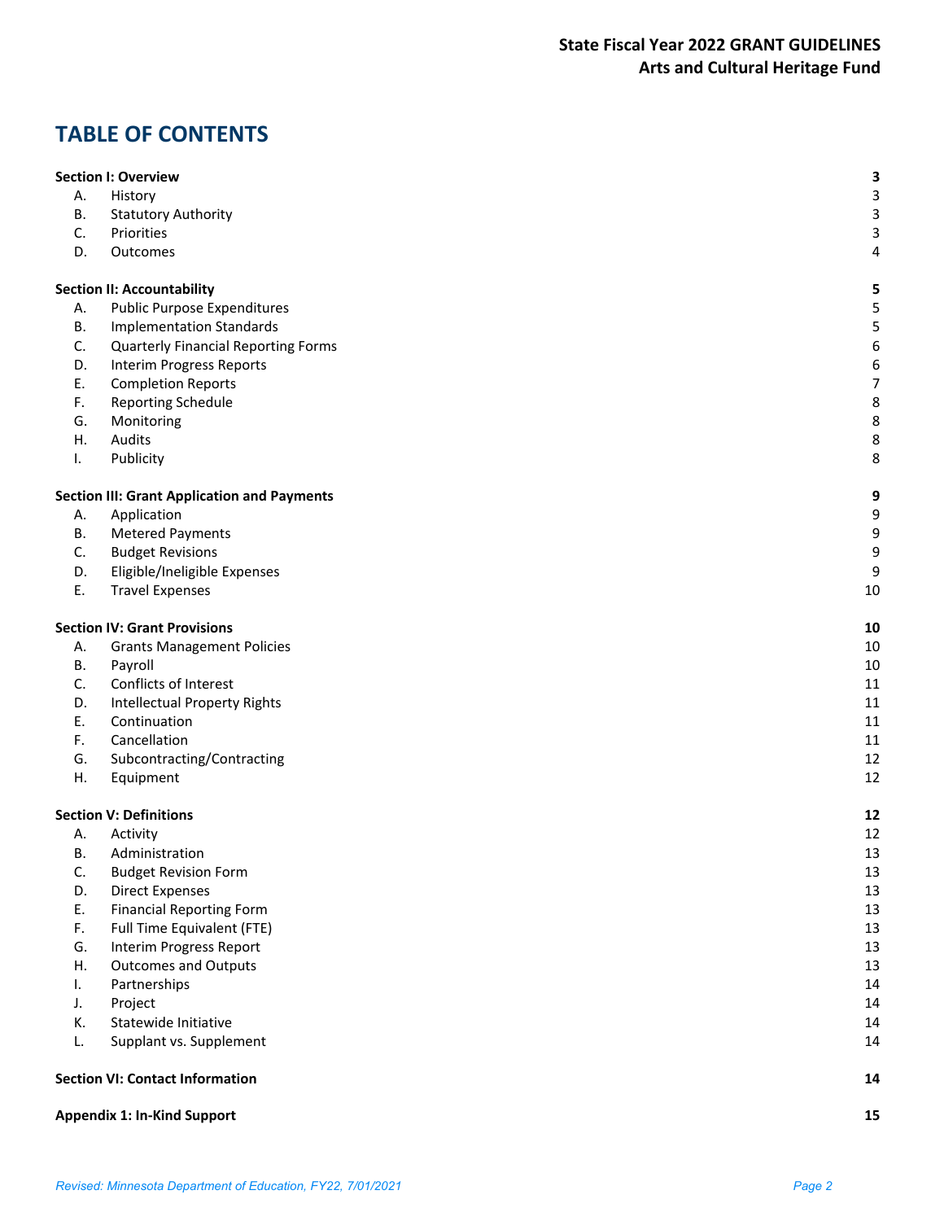# TABLE OF CONTENTS

| | | |
|---|---|---|
| **Section I: Overview** | | **3** |
| A. | History | 3 |
| B. | Statutory Authority | 3 |
| C. | Priorities | 3 |
| D. | Outcomes | 4 |
| **Section II: Accountability** | | **5** |
| A. | Public Purpose Expenditures | 5 |
| B. | Implementation Standards | 5 |
| C. | Quarterly Financial Reporting Forms | 6 |
| D. | Interim Progress Reports | 6 |
| E. | Completion Reports | 7 |
| F. | Reporting Schedule | 8 |
| G. | Monitoring | 8 |
| H. | Audits | 8 |
| I. | Publicity | 8 |
| **Section III: Grant Application and Payments** | | **9** |
| A. | Application | 9 |
| B. | Metered Payments | 9 |
| C. | Budget Revisions | 9 |
| D. | Eligible/Ineligible Expenses | 9 |
| E. | Travel Expenses | 10 |
| **Section IV: Grant Provisions** | | **10** |
| A. | Grants Management Policies | 10 |
| B. | Payroll | 10 |
| C. | Conflicts of Interest | 11 |
| D. | Intellectual Property Rights | 11 |
| E. | Continuation | 11 |
| F. | Cancellation | 11 |
| G. | Subcontracting/Contracting | 12 |
| H. | Equipment | 12 |
| **Section V: Definitions** | | **12** |
| A. | Activity | 12 |
| B. | Administration | 13 |
| C. | Budget Revision Form | 13 |
| D. | Direct Expenses | 13 |
| E. | Financial Reporting Form | 13 |
| F. | Full Time Equivalent (FTE) | 13 |
| G. | Interim Progress Report | 13 |
| H. | Outcomes and Outputs | 13 |
| I. | Partnerships | 14 |
| J. | Project | 14 |
| K. | Statewide Initiative | 14 |
| L. | Supplant vs. Supplement | 14 |
| **Section VI: Contact Information** | | **14** |
| **Appendix 1: In-Kind Support** | | **15** |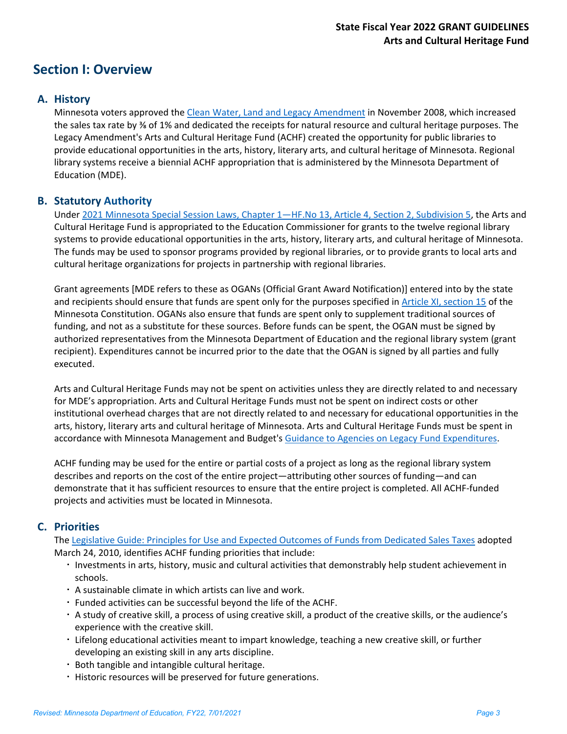# Section I: Overview

## A. History

Minnesota voters approved the [Clean Water, Land and Legacy Amendment](#) in November 2008, which increased the sales tax rate by ⅜ of 1% and dedicated the receipts for natural resource and cultural heritage purposes. The Legacy Amendment's Arts and Cultural Heritage Fund (ACHF) created the opportunity for public libraries to provide educational opportunities in the arts, history, literary arts, and cultural heritage of Minnesota. Regional library systems receive a biennial ACHF appropriation that is administered by the Minnesota Department of Education (MDE).

## B. Statutory Authority

Under [2021 Minnesota Special Session Laws, Chapter 1—HF.No 13, Article 4, Section 2, Subdivision 5](#), the Arts and Cultural Heritage Fund is appropriated to the Education Commissioner for grants to the twelve regional library systems to provide educational opportunities in the arts, history, literary arts, and cultural heritage of Minnesota. The funds may be used to sponsor programs provided by regional libraries, or to provide grants to local arts and cultural heritage organizations for projects in partnership with regional libraries.

Grant agreements [MDE refers to these as OGANs (Official Grant Award Notification)] entered into by the state and recipients should ensure that funds are spent only for the purposes specified in [Article XI, section 15](#) of the Minnesota Constitution. OGANs also ensure that funds are spent only to supplement traditional sources of funding, and not as a substitute for these sources. Before funds can be spent, the OGAN must be signed by authorized representatives from the Minnesota Department of Education and the regional library system (grant recipient). Expenditures cannot be incurred prior to the date that the OGAN is signed by all parties and fully executed.

Arts and Cultural Heritage Funds may not be spent on activities unless they are directly related to and necessary for MDE's appropriation. Arts and Cultural Heritage Funds must not be spent on indirect costs or other institutional overhead charges that are not directly related to and necessary for educational opportunities in the arts, history, literary arts and cultural heritage of Minnesota. Arts and Cultural Heritage Funds must be spent in accordance with Minnesota Management and Budget's [Guidance to Agencies on Legacy Fund Expenditures](#).

ACHF funding may be used for the entire or partial costs of a project as long as the regional library system describes and reports on the cost of the entire project—attributing other sources of funding—and can demonstrate that it has sufficient resources to ensure that the entire project is completed. All ACHF-funded projects and activities must be located in Minnesota.

## C. Priorities

The [Legislative Guide: Principles for Use and Expected Outcomes of Funds from Dedicated Sales Taxes](#) adopted March 24, 2010, identifies ACHF funding priorities that include:

- Investments in arts, history, music and cultural activities that demonstrably help student achievement in schools.
- A sustainable climate in which artists can live and work.
- Funded activities can be successful beyond the life of the ACHF.
- A study of creative skill, a process of using creative skill, a product of the creative skills, or the audience's experience with the creative skill.
- Lifelong educational activities meant to impart knowledge, teaching a new creative skill, or further developing an existing skill in any arts discipline.
- Both tangible and intangible cultural heritage.
- Historic resources will be preserved for future generations.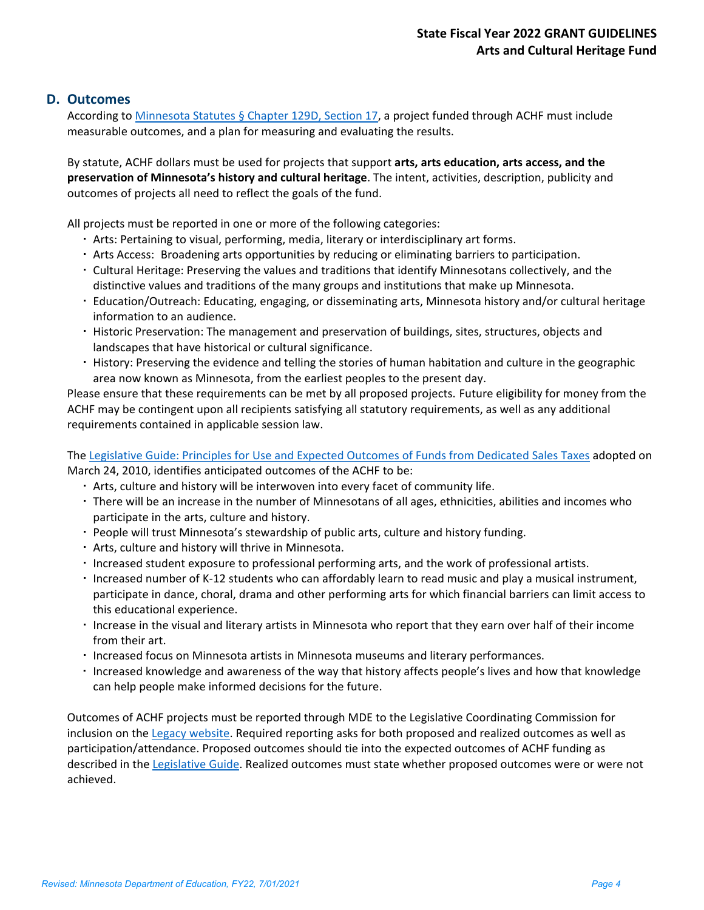## D. Outcomes

According to [Minnesota Statutes § Chapter 129D, Section 17](), a project funded through ACHF must include measurable outcomes, and a plan for measuring and evaluating the results.

By statute, ACHF dollars must be used for projects that support **arts, arts education, arts access, and the preservation of Minnesota's history and cultural heritage**. The intent, activities, description, publicity and outcomes of projects all need to reflect the goals of the fund.

All projects must be reported in one or more of the following categories:

- Arts: Pertaining to visual, performing, media, literary or interdisciplinary art forms.
- Arts Access: Broadening arts opportunities by reducing or eliminating barriers to participation.
- Cultural Heritage: Preserving the values and traditions that identify Minnesotans collectively, and the distinctive values and traditions of the many groups and institutions that make up Minnesota.
- Education/Outreach: Educating, engaging, or disseminating arts, Minnesota history and/or cultural heritage information to an audience.
- Historic Preservation: The management and preservation of buildings, sites, structures, objects and landscapes that have historical or cultural significance.
- History: Preserving the evidence and telling the stories of human habitation and culture in the geographic area now known as Minnesota, from the earliest peoples to the present day.

Please ensure that these requirements can be met by all proposed projects. Future eligibility for money from the ACHF may be contingent upon all recipients satisfying all statutory requirements, as well as any additional requirements contained in applicable session law.

The [Legislative Guide: Principles for Use and Expected Outcomes of Funds from Dedicated Sales Taxes]() adopted on March 24, 2010, identifies anticipated outcomes of the ACHF to be:

- Arts, culture and history will be interwoven into every facet of community life.
- There will be an increase in the number of Minnesotans of all ages, ethnicities, abilities and incomes who participate in the arts, culture and history.
- People will trust Minnesota's stewardship of public arts, culture and history funding.
- Arts, culture and history will thrive in Minnesota.
- Increased student exposure to professional performing arts, and the work of professional artists.
- Increased number of K-12 students who can affordably learn to read music and play a musical instrument, participate in dance, choral, drama and other performing arts for which financial barriers can limit access to this educational experience.
- Increase in the visual and literary artists in Minnesota who report that they earn over half of their income from their art.
- Increased focus on Minnesota artists in Minnesota museums and literary performances.
- Increased knowledge and awareness of the way that history affects people's lives and how that knowledge can help people make informed decisions for the future.

Outcomes of ACHF projects must be reported through MDE to the Legislative Coordinating Commission for inclusion on the [Legacy website](). Required reporting asks for both proposed and realized outcomes as well as participation/attendance. Proposed outcomes should tie into the expected outcomes of ACHF funding as described in the [Legislative Guide](). Realized outcomes must state whether proposed outcomes were or were not achieved.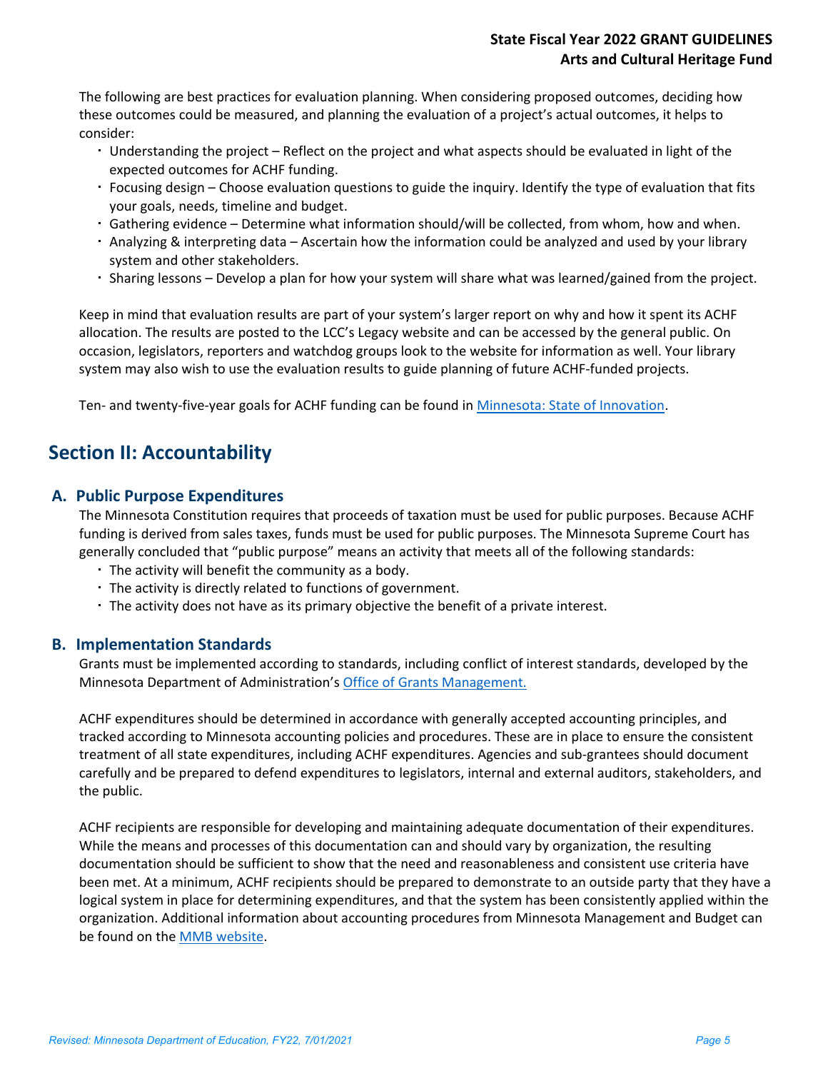The following are best practices for evaluation planning. When considering proposed outcomes, deciding how these outcomes could be measured, and planning the evaluation of a project's actual outcomes, it helps to consider:

- Understanding the project – Reflect on the project and what aspects should be evaluated in light of the expected outcomes for ACHF funding.
- Focusing design – Choose evaluation questions to guide the inquiry. Identify the type of evaluation that fits your goals, needs, timeline and budget.
- Gathering evidence – Determine what information should/will be collected, from whom, how and when.
- Analyzing & interpreting data – Ascertain how the information could be analyzed and used by your library system and other stakeholders.
- Sharing lessons – Develop a plan for how your system will share what was learned/gained from the project.

Keep in mind that evaluation results are part of your system's larger report on why and how it spent its ACHF allocation. The results are posted to the LCC's Legacy website and can be accessed by the general public. On occasion, legislators, reporters and watchdog groups look to the website for information as well. Your library system may also wish to use the evaluation results to guide planning of future ACHF-funded projects.

Ten- and twenty-five-year goals for ACHF funding can be found in [Minnesota: State of Innovation](#).

## Section II: Accountability

### A. Public Purpose Expenditures

The Minnesota Constitution requires that proceeds of taxation must be used for public purposes. Because ACHF funding is derived from sales taxes, funds must be used for public purposes. The Minnesota Supreme Court has generally concluded that "public purpose" means an activity that meets all of the following standards:

- The activity will benefit the community as a body.
- The activity is directly related to functions of government.
- The activity does not have as its primary objective the benefit of a private interest.

### B. Implementation Standards

Grants must be implemented according to standards, including conflict of interest standards, developed by the Minnesota Department of Administration's [Office of Grants Management.](#)

ACHF expenditures should be determined in accordance with generally accepted accounting principles, and tracked according to Minnesota accounting policies and procedures. These are in place to ensure the consistent treatment of all state expenditures, including ACHF expenditures. Agencies and sub-grantees should document carefully and be prepared to defend expenditures to legislators, internal and external auditors, stakeholders, and the public.

ACHF recipients are responsible for developing and maintaining adequate documentation of their expenditures. While the means and processes of this documentation can and should vary by organization, the resulting documentation should be sufficient to show that the need and reasonableness and consistent use criteria have been met. At a minimum, ACHF recipients should be prepared to demonstrate to an outside party that they have a logical system in place for determining expenditures, and that the system has been consistently applied within the organization. Additional information about accounting procedures from Minnesota Management and Budget can be found on the [MMB website](#).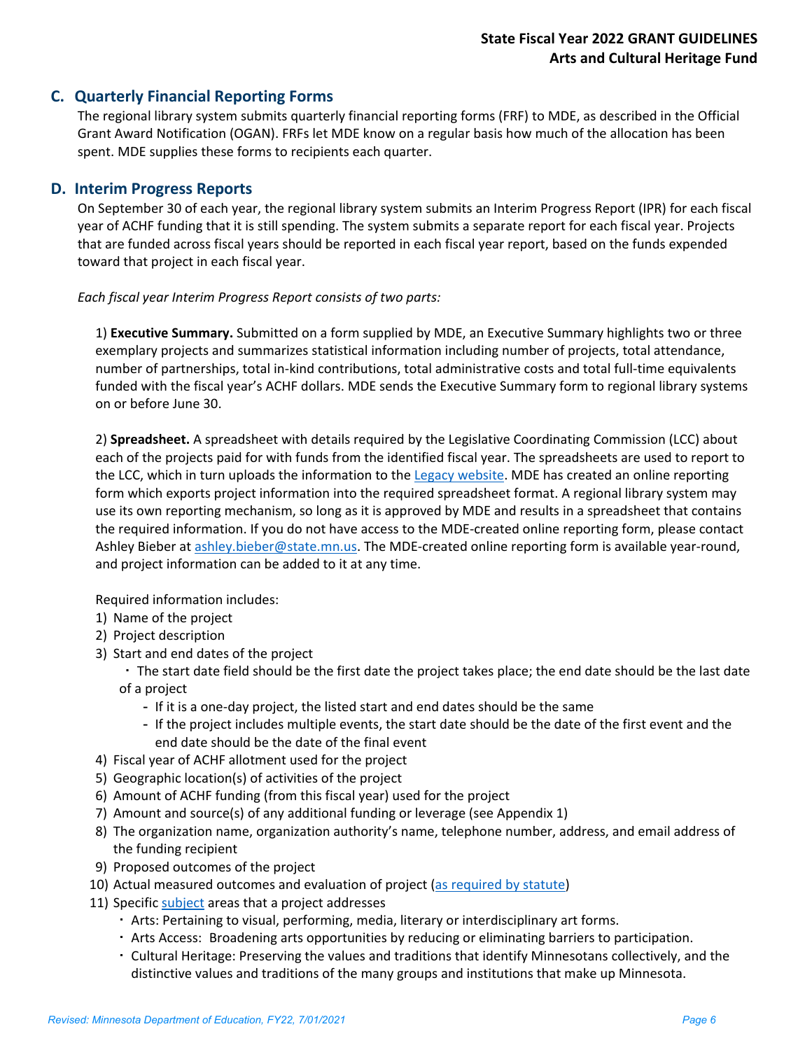## C. Quarterly Financial Reporting Forms

The regional library system submits quarterly financial reporting forms (FRF) to MDE, as described in the Official Grant Award Notification (OGAN). FRFs let MDE know on a regular basis how much of the allocation has been spent. MDE supplies these forms to recipients each quarter.

## D. Interim Progress Reports

On September 30 of each year, the regional library system submits an Interim Progress Report (IPR) for each fiscal year of ACHF funding that it is still spending. The system submits a separate report for each fiscal year. Projects that are funded across fiscal years should be reported in each fiscal year report, based on the funds expended toward that project in each fiscal year.

*Each fiscal year Interim Progress Report consists of two parts:*

1) **Executive Summary.** Submitted on a form supplied by MDE, an Executive Summary highlights two or three exemplary projects and summarizes statistical information including number of projects, total attendance, number of partnerships, total in-kind contributions, total administrative costs and total full-time equivalents funded with the fiscal year's ACHF dollars. MDE sends the Executive Summary form to regional library systems on or before June 30.

2) **Spreadsheet.** A spreadsheet with details required by the Legislative Coordinating Commission (LCC) about each of the projects paid for with funds from the identified fiscal year. The spreadsheets are used to report to the LCC, which in turn uploads the information to the Legacy website. MDE has created an online reporting form which exports project information into the required spreadsheet format. A regional library system may use its own reporting mechanism, so long as it is approved by MDE and results in a spreadsheet that contains the required information. If you do not have access to the MDE-created online reporting form, please contact Ashley Bieber at ashley.bieber@state.mn.us. The MDE-created online reporting form is available year-round, and project information can be added to it at any time.

Required information includes:

1) Name of the project
2) Project description
3) Start and end dates of the project
   - The start date field should be the first date the project takes place; the end date should be the last date of a project
     - If it is a one-day project, the listed start and end dates should be the same
     - If the project includes multiple events, the start date should be the date of the first event and the end date should be the date of the final event
4) Fiscal year of ACHF allotment used for the project
5) Geographic location(s) of activities of the project
6) Amount of ACHF funding (from this fiscal year) used for the project
7) Amount and source(s) of any additional funding or leverage (see Appendix 1)
8) The organization name, organization authority's name, telephone number, address, and email address of the funding recipient
9) Proposed outcomes of the project
10) Actual measured outcomes and evaluation of project (as required by statute)
11) Specific subject areas that a project addresses
    - Arts: Pertaining to visual, performing, media, literary or interdisciplinary art forms.
    - Arts Access: Broadening arts opportunities by reducing or eliminating barriers to participation.
    - Cultural Heritage: Preserving the values and traditions that identify Minnesotans collectively, and the distinctive values and traditions of the many groups and institutions that make up Minnesota.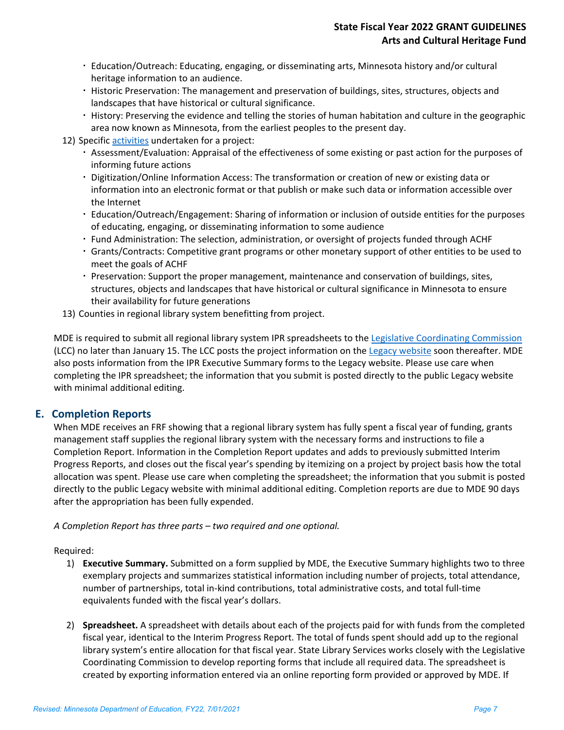- Education/Outreach: Educating, engaging, or disseminating arts, Minnesota history and/or cultural heritage information to an audience.
- Historic Preservation: The management and preservation of buildings, sites, structures, objects and landscapes that have historical or cultural significance.
- History: Preserving the evidence and telling the stories of human habitation and culture in the geographic area now known as Minnesota, from the earliest peoples to the present day.

12) Specific activities undertaken for a project:
   - Assessment/Evaluation: Appraisal of the effectiveness of some existing or past action for the purposes of informing future actions
   - Digitization/Online Information Access: The transformation or creation of new or existing data or information into an electronic format or that publish or make such data or information accessible over the Internet
   - Education/Outreach/Engagement: Sharing of information or inclusion of outside entities for the purposes of educating, engaging, or disseminating information to some audience
   - Fund Administration: The selection, administration, or oversight of projects funded through ACHF
   - Grants/Contracts: Competitive grant programs or other monetary support of other entities to be used to meet the goals of ACHF
   - Preservation: Support the proper management, maintenance and conservation of buildings, sites, structures, objects and landscapes that have historical or cultural significance in Minnesota to ensure their availability for future generations
13) Counties in regional library system benefitting from project.

MDE is required to submit all regional library system IPR spreadsheets to the Legislative Coordinating Commission (LCC) no later than January 15. The LCC posts the project information on the Legacy website soon thereafter. MDE also posts information from the IPR Executive Summary forms to the Legacy website. Please use care when completing the IPR spreadsheet; the information that you submit is posted directly to the public Legacy website with minimal additional editing.

## E. Completion Reports

When MDE receives an FRF showing that a regional library system has fully spent a fiscal year of funding, grants management staff supplies the regional library system with the necessary forms and instructions to file a Completion Report. Information in the Completion Report updates and adds to previously submitted Interim Progress Reports, and closes out the fiscal year's spending by itemizing on a project by project basis how the total allocation was spent. Please use care when completing the spreadsheet; the information that you submit is posted directly to the public Legacy website with minimal additional editing. Completion reports are due to MDE 90 days after the appropriation has been fully expended.

*A Completion Report has three parts – two required and one optional.*

Required:

1) **Executive Summary.** Submitted on a form supplied by MDE, the Executive Summary highlights two to three exemplary projects and summarizes statistical information including number of projects, total attendance, number of partnerships, total in-kind contributions, total administrative costs, and total full-time equivalents funded with the fiscal year's dollars.

2) **Spreadsheet.** A spreadsheet with details about each of the projects paid for with funds from the completed fiscal year, identical to the Interim Progress Report. The total of funds spent should add up to the regional library system's entire allocation for that fiscal year. State Library Services works closely with the Legislative Coordinating Commission to develop reporting forms that include all required data. The spreadsheet is created by exporting information entered via an online reporting form provided or approved by MDE. If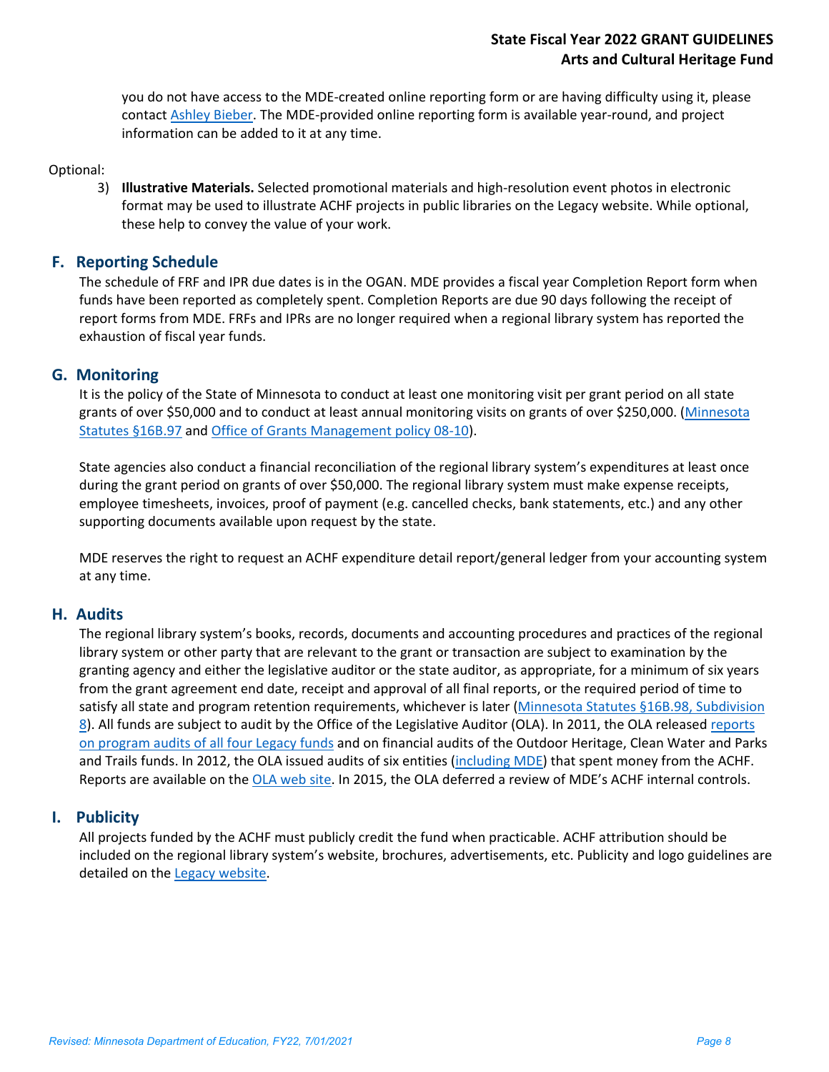you do not have access to the MDE-created online reporting form or are having difficulty using it, please contact Ashley Bieber. The MDE-provided online reporting form is available year-round, and project information can be added to it at any time.

Optional:

3) **Illustrative Materials.** Selected promotional materials and high-resolution event photos in electronic format may be used to illustrate ACHF projects in public libraries on the Legacy website. While optional, these help to convey the value of your work.

## F. Reporting Schedule

The schedule of FRF and IPR due dates is in the OGAN. MDE provides a fiscal year Completion Report form when funds have been reported as completely spent. Completion Reports are due 90 days following the receipt of report forms from MDE. FRFs and IPRs are no longer required when a regional library system has reported the exhaustion of fiscal year funds.

## G. Monitoring

It is the policy of the State of Minnesota to conduct at least one monitoring visit per grant period on all state grants of over $50,000 and to conduct at least annual monitoring visits on grants of over $250,000. (Minnesota Statutes §16B.97 and Office of Grants Management policy 08-10).

State agencies also conduct a financial reconciliation of the regional library system's expenditures at least once during the grant period on grants of over $50,000. The regional library system must make expense receipts, employee timesheets, invoices, proof of payment (e.g. cancelled checks, bank statements, etc.) and any other supporting documents available upon request by the state.

MDE reserves the right to request an ACHF expenditure detail report/general ledger from your accounting system at any time.

## H. Audits

The regional library system's books, records, documents and accounting procedures and practices of the regional library system or other party that are relevant to the grant or transaction are subject to examination by the granting agency and either the legislative auditor or the state auditor, as appropriate, for a minimum of six years from the grant agreement end date, receipt and approval of all final reports, or the required period of time to satisfy all state and program retention requirements, whichever is later (Minnesota Statutes §16B.98, Subdivision 8). All funds are subject to audit by the Office of the Legislative Auditor (OLA). In 2011, the OLA released reports on program audits of all four Legacy funds and on financial audits of the Outdoor Heritage, Clean Water and Parks and Trails funds. In 2012, the OLA issued audits of six entities (including MDE) that spent money from the ACHF. Reports are available on the OLA web site. In 2015, the OLA deferred a review of MDE's ACHF internal controls.

## I. Publicity

All projects funded by the ACHF must publicly credit the fund when practicable. ACHF attribution should be included on the regional library system's website, brochures, advertisements, etc. Publicity and logo guidelines are detailed on the Legacy website.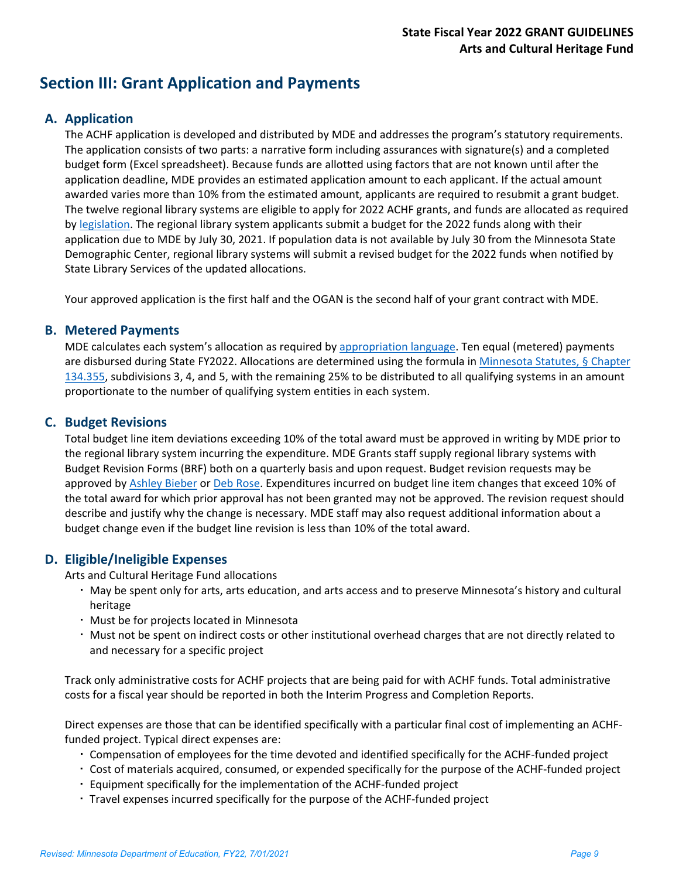## Section III: Grant Application and Payments

### A. Application

The ACHF application is developed and distributed by MDE and addresses the program's statutory requirements. The application consists of two parts: a narrative form including assurances with signature(s) and a completed budget form (Excel spreadsheet). Because funds are allotted using factors that are not known until after the application deadline, MDE provides an estimated application amount to each applicant. If the actual amount awarded varies more than 10% from the estimated amount, applicants are required to resubmit a grant budget. The twelve regional library systems are eligible to apply for 2022 ACHF grants, and funds are allocated as required by legislation. The regional library system applicants submit a budget for the 2022 funds along with their application due to MDE by July 30, 2021. If population data is not available by July 30 from the Minnesota State Demographic Center, regional library systems will submit a revised budget for the 2022 funds when notified by State Library Services of the updated allocations.

Your approved application is the first half and the OGAN is the second half of your grant contract with MDE.

### B. Metered Payments

MDE calculates each system's allocation as required by appropriation language. Ten equal (metered) payments are disbursed during State FY2022. Allocations are determined using the formula in Minnesota Statutes, § Chapter 134.355, subdivisions 3, 4, and 5, with the remaining 25% to be distributed to all qualifying systems in an amount proportionate to the number of qualifying system entities in each system.

### C. Budget Revisions

Total budget line item deviations exceeding 10% of the total award must be approved in writing by MDE prior to the regional library system incurring the expenditure. MDE Grants staff supply regional library systems with Budget Revision Forms (BRF) both on a quarterly basis and upon request. Budget revision requests may be approved by Ashley Bieber or Deb Rose. Expenditures incurred on budget line item changes that exceed 10% of the total award for which prior approval has not been granted may not be approved. The revision request should describe and justify why the change is necessary. MDE staff may also request additional information about a budget change even if the budget line revision is less than 10% of the total award.

### D. Eligible/Ineligible Expenses

Arts and Cultural Heritage Fund allocations

- May be spent only for arts, arts education, and arts access and to preserve Minnesota's history and cultural heritage
- Must be for projects located in Minnesota
- Must not be spent on indirect costs or other institutional overhead charges that are not directly related to and necessary for a specific project

Track only administrative costs for ACHF projects that are being paid for with ACHF funds. Total administrative costs for a fiscal year should be reported in both the Interim Progress and Completion Reports.

Direct expenses are those that can be identified specifically with a particular final cost of implementing an ACHF-funded project. Typical direct expenses are:

- Compensation of employees for the time devoted and identified specifically for the ACHF-funded project
- Cost of materials acquired, consumed, or expended specifically for the purpose of the ACHF-funded project
- Equipment specifically for the implementation of the ACHF-funded project
- Travel expenses incurred specifically for the purpose of the ACHF-funded project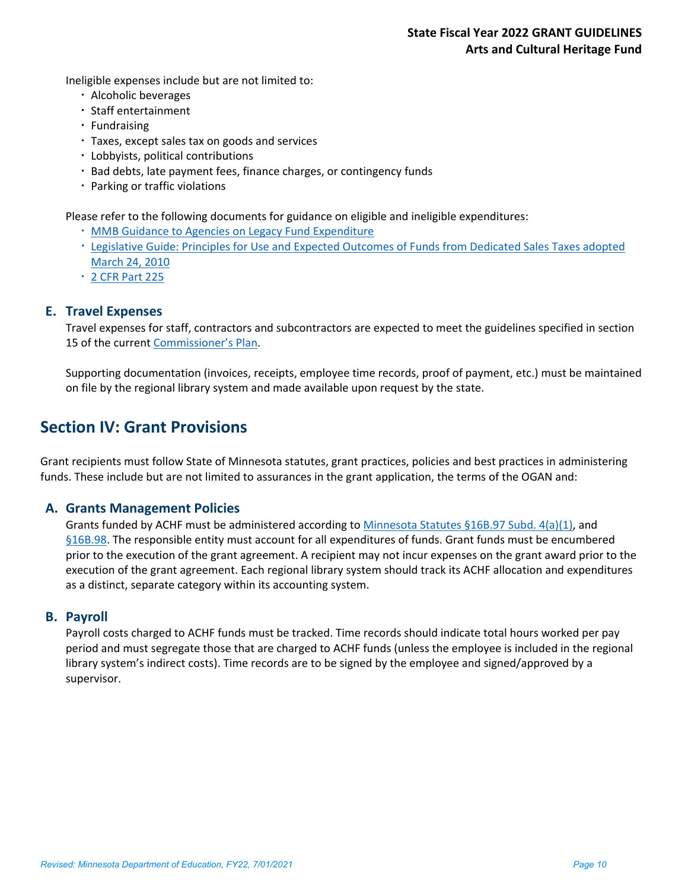Ineligible expenses include but are not limited to:

- Alcoholic beverages
- Staff entertainment
- Fundraising
- Taxes, except sales tax on goods and services
- Lobbyists, political contributions
- Bad debts, late payment fees, finance charges, or contingency funds
- Parking or traffic violations

Please refer to the following documents for guidance on eligible and ineligible expenditures:

- MMB Guidance to Agencies on Legacy Fund Expenditure
- Legislative Guide: Principles for Use and Expected Outcomes of Funds from Dedicated Sales Taxes adopted March 24, 2010
- 2 CFR Part 225

### E. Travel Expenses

Travel expenses for staff, contractors and subcontractors are expected to meet the guidelines specified in section 15 of the current Commissioner's Plan.

Supporting documentation (invoices, receipts, employee time records, proof of payment, etc.) must be maintained on file by the regional library system and made available upon request by the state.

## Section IV: Grant Provisions

Grant recipients must follow State of Minnesota statutes, grant practices, policies and best practices in administering funds. These include but are not limited to assurances in the grant application, the terms of the OGAN and:

### A. Grants Management Policies

Grants funded by ACHF must be administered according to Minnesota Statutes §16B.97 Subd. 4(a)(1), and §16B.98. The responsible entity must account for all expenditures of funds. Grant funds must be encumbered prior to the execution of the grant agreement. A recipient may not incur expenses on the grant award prior to the execution of the grant agreement. Each regional library system should track its ACHF allocation and expenditures as a distinct, separate category within its accounting system.

### B. Payroll

Payroll costs charged to ACHF funds must be tracked. Time records should indicate total hours worked per pay period and must segregate those that are charged to ACHF funds (unless the employee is included in the regional library system's indirect costs). Time records are to be signed by the employee and signed/approved by a supervisor.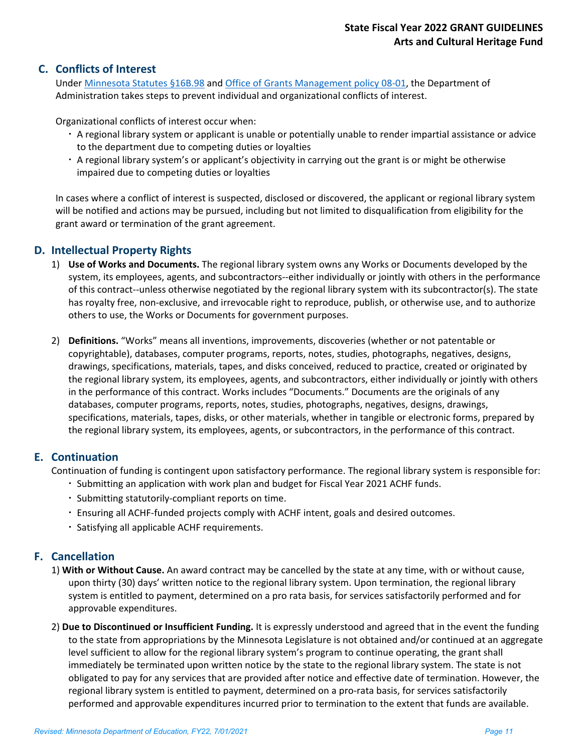## C. Conflicts of Interest

Under [Minnesota Statutes §16B.98](#) and [Office of Grants Management policy 08-01](#), the Department of Administration takes steps to prevent individual and organizational conflicts of interest.

Organizational conflicts of interest occur when:

- A regional library system or applicant is unable or potentially unable to render impartial assistance or advice to the department due to competing duties or loyalties
- A regional library system's or applicant's objectivity in carrying out the grant is or might be otherwise impaired due to competing duties or loyalties

In cases where a conflict of interest is suspected, disclosed or discovered, the applicant or regional library system will be notified and actions may be pursued, including but not limited to disqualification from eligibility for the grant award or termination of the grant agreement.

## D. Intellectual Property Rights

1) **Use of Works and Documents.** The regional library system owns any Works or Documents developed by the system, its employees, agents, and subcontractors--either individually or jointly with others in the performance of this contract--unless otherwise negotiated by the regional library system with its subcontractor(s). The state has royalty free, non-exclusive, and irrevocable right to reproduce, publish, or otherwise use, and to authorize others to use, the Works or Documents for government purposes.

2) **Definitions.** "Works" means all inventions, improvements, discoveries (whether or not patentable or copyrightable), databases, computer programs, reports, notes, studies, photographs, negatives, designs, drawings, specifications, materials, tapes, and disks conceived, reduced to practice, created or originated by the regional library system, its employees, agents, and subcontractors, either individually or jointly with others in the performance of this contract. Works includes "Documents." Documents are the originals of any databases, computer programs, reports, notes, studies, photographs, negatives, designs, drawings, specifications, materials, tapes, disks, or other materials, whether in tangible or electronic forms, prepared by the regional library system, its employees, agents, or subcontractors, in the performance of this contract.

## E. Continuation

Continuation of funding is contingent upon satisfactory performance. The regional library system is responsible for:

- Submitting an application with work plan and budget for Fiscal Year 2021 ACHF funds.
- Submitting statutorily-compliant reports on time.
- Ensuring all ACHF-funded projects comply with ACHF intent, goals and desired outcomes.
- Satisfying all applicable ACHF requirements.

## F. Cancellation

1) **With or Without Cause.** An award contract may be cancelled by the state at any time, with or without cause, upon thirty (30) days' written notice to the regional library system. Upon termination, the regional library system is entitled to payment, determined on a pro rata basis, for services satisfactorily performed and for approvable expenditures.

2) **Due to Discontinued or Insufficient Funding.** It is expressly understood and agreed that in the event the funding to the state from appropriations by the Minnesota Legislature is not obtained and/or continued at an aggregate level sufficient to allow for the regional library system's program to continue operating, the grant shall immediately be terminated upon written notice by the state to the regional library system. The state is not obligated to pay for any services that are provided after notice and effective date of termination. However, the regional library system is entitled to payment, determined on a pro-rata basis, for services satisfactorily performed and approvable expenditures incurred prior to termination to the extent that funds are available.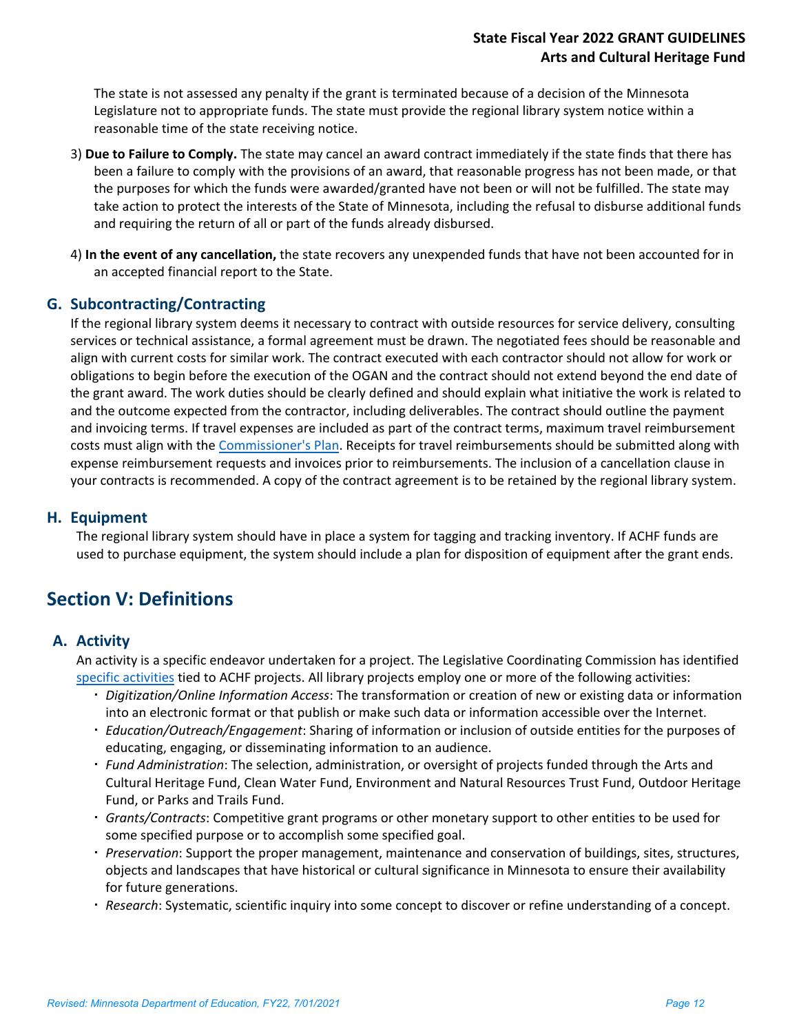The state is not assessed any penalty if the grant is terminated because of a decision of the Minnesota Legislature not to appropriate funds. The state must provide the regional library system notice within a reasonable time of the state receiving notice.

3) **Due to Failure to Comply.** The state may cancel an award contract immediately if the state finds that there has been a failure to comply with the provisions of an award, that reasonable progress has not been made, or that the purposes for which the funds were awarded/granted have not been or will not be fulfilled. The state may take action to protect the interests of the State of Minnesota, including the refusal to disburse additional funds and requiring the return of all or part of the funds already disbursed.

4) **In the event of any cancellation,** the state recovers any unexpended funds that have not been accounted for in an accepted financial report to the State.

### G. Subcontracting/Contracting

If the regional library system deems it necessary to contract with outside resources for service delivery, consulting services or technical assistance, a formal agreement must be drawn. The negotiated fees should be reasonable and align with current costs for similar work. The contract executed with each contractor should not allow for work or obligations to begin before the execution of the OGAN and the contract should not extend beyond the end date of the grant award. The work duties should be clearly defined and should explain what initiative the work is related to and the outcome expected from the contractor, including deliverables. The contract should outline the payment and invoicing terms. If travel expenses are included as part of the contract terms, maximum travel reimbursement costs must align with the Commissioner's Plan. Receipts for travel reimbursements should be submitted along with expense reimbursement requests and invoices prior to reimbursements. The inclusion of a cancellation clause in your contracts is recommended. A copy of the contract agreement is to be retained by the regional library system.

### H. Equipment

The regional library system should have in place a system for tagging and tracking inventory. If ACHF funds are used to purchase equipment, the system should include a plan for disposition of equipment after the grant ends.

## Section V: Definitions

### A. Activity

An activity is a specific endeavor undertaken for a project. The Legislative Coordinating Commission has identified specific activities tied to ACHF projects. All library projects employ one or more of the following activities:

- *Digitization/Online Information Access*: The transformation or creation of new or existing data or information into an electronic format or that publish or make such data or information accessible over the Internet.
- *Education/Outreach/Engagement*: Sharing of information or inclusion of outside entities for the purposes of educating, engaging, or disseminating information to an audience.
- *Fund Administration*: The selection, administration, or oversight of projects funded through the Arts and Cultural Heritage Fund, Clean Water Fund, Environment and Natural Resources Trust Fund, Outdoor Heritage Fund, or Parks and Trails Fund.
- *Grants/Contracts*: Competitive grant programs or other monetary support to other entities to be used for some specified purpose or to accomplish some specified goal.
- *Preservation*: Support the proper management, maintenance and conservation of buildings, sites, structures, objects and landscapes that have historical or cultural significance in Minnesota to ensure their availability for future generations.
- *Research*: Systematic, scientific inquiry into some concept to discover or refine understanding of a concept.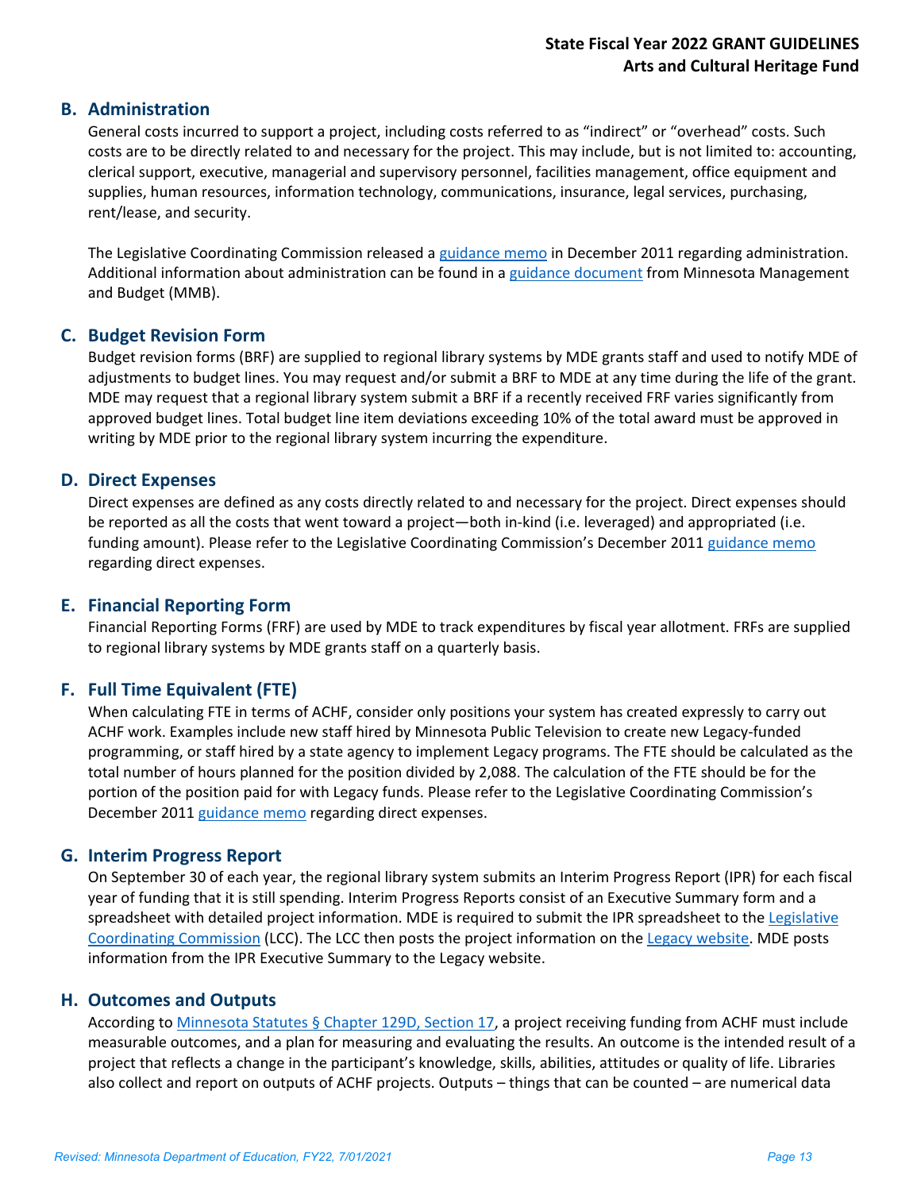## B. Administration

General costs incurred to support a project, including costs referred to as "indirect" or "overhead" costs. Such costs are to be directly related to and necessary for the project. This may include, but is not limited to: accounting, clerical support, executive, managerial and supervisory personnel, facilities management, office equipment and supplies, human resources, information technology, communications, insurance, legal services, purchasing, rent/lease, and security.

The Legislative Coordinating Commission released a guidance memo in December 2011 regarding administration. Additional information about administration can be found in a guidance document from Minnesota Management and Budget (MMB).

## C. Budget Revision Form

Budget revision forms (BRF) are supplied to regional library systems by MDE grants staff and used to notify MDE of adjustments to budget lines. You may request and/or submit a BRF to MDE at any time during the life of the grant. MDE may request that a regional library system submit a BRF if a recently received FRF varies significantly from approved budget lines. Total budget line item deviations exceeding 10% of the total award must be approved in writing by MDE prior to the regional library system incurring the expenditure.

## D. Direct Expenses

Direct expenses are defined as any costs directly related to and necessary for the project. Direct expenses should be reported as all the costs that went toward a project—both in-kind (i.e. leveraged) and appropriated (i.e. funding amount). Please refer to the Legislative Coordinating Commission's December 2011 guidance memo regarding direct expenses.

## E. Financial Reporting Form

Financial Reporting Forms (FRF) are used by MDE to track expenditures by fiscal year allotment. FRFs are supplied to regional library systems by MDE grants staff on a quarterly basis.

## F. Full Time Equivalent (FTE)

When calculating FTE in terms of ACHF, consider only positions your system has created expressly to carry out ACHF work. Examples include new staff hired by Minnesota Public Television to create new Legacy-funded programming, or staff hired by a state agency to implement Legacy programs. The FTE should be calculated as the total number of hours planned for the position divided by 2,088. The calculation of the FTE should be for the portion of the position paid for with Legacy funds. Please refer to the Legislative Coordinating Commission's December 2011 guidance memo regarding direct expenses.

## G. Interim Progress Report

On September 30 of each year, the regional library system submits an Interim Progress Report (IPR) for each fiscal year of funding that it is still spending. Interim Progress Reports consist of an Executive Summary form and a spreadsheet with detailed project information. MDE is required to submit the IPR spreadsheet to the Legislative Coordinating Commission (LCC). The LCC then posts the project information on the Legacy website. MDE posts information from the IPR Executive Summary to the Legacy website.

## H. Outcomes and Outputs

According to Minnesota Statutes § Chapter 129D, Section 17, a project receiving funding from ACHF must include measurable outcomes, and a plan for measuring and evaluating the results. An outcome is the intended result of a project that reflects a change in the participant's knowledge, skills, abilities, attitudes or quality of life. Libraries also collect and report on outputs of ACHF projects. Outputs – things that can be counted – are numerical data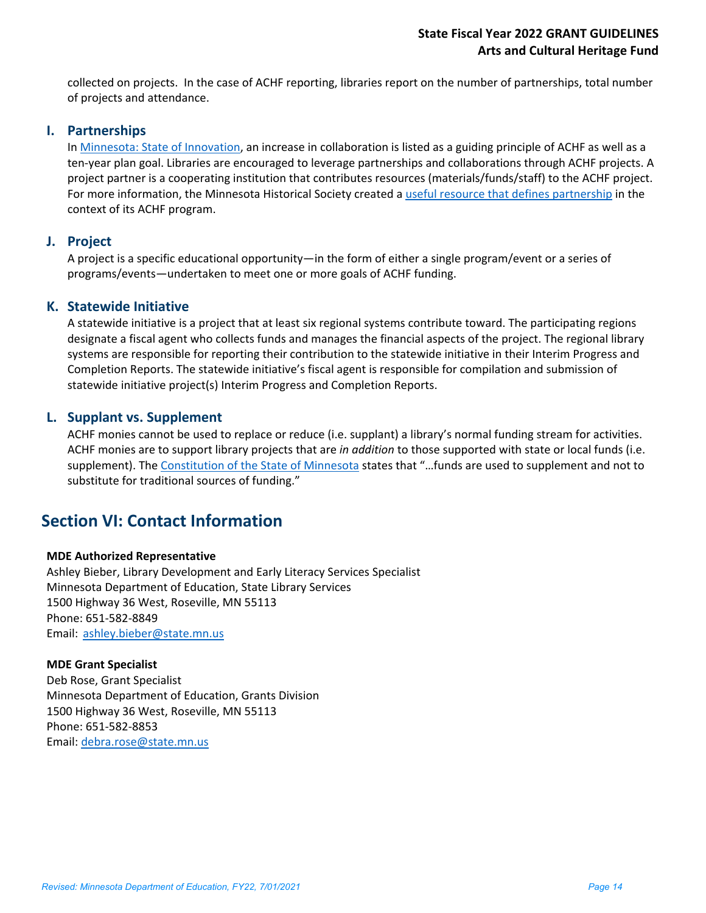collected on projects. In the case of ACHF reporting, libraries report on the number of partnerships, total number of projects and attendance.

### I. Partnerships

In [Minnesota: State of Innovation](), an increase in collaboration is listed as a guiding principle of ACHF as well as a ten-year plan goal. Libraries are encouraged to leverage partnerships and collaborations through ACHF projects. A project partner is a cooperating institution that contributes resources (materials/funds/staff) to the ACHF project. For more information, the Minnesota Historical Society created a [useful resource that defines partnership]() in the context of its ACHF program.

### J. Project

A project is a specific educational opportunity—in the form of either a single program/event or a series of programs/events—undertaken to meet one or more goals of ACHF funding.

### K. Statewide Initiative

A statewide initiative is a project that at least six regional systems contribute toward. The participating regions designate a fiscal agent who collects funds and manages the financial aspects of the project. The regional library systems are responsible for reporting their contribution to the statewide initiative in their Interim Progress and Completion Reports. The statewide initiative's fiscal agent is responsible for compilation and submission of statewide initiative project(s) Interim Progress and Completion Reports.

### L. Supplant vs. Supplement

ACHF monies cannot be used to replace or reduce (i.e. supplant) a library's normal funding stream for activities. ACHF monies are to support library projects that are *in addition* to those supported with state or local funds (i.e. supplement). The [Constitution of the State of Minnesota]() states that "…funds are used to supplement and not to substitute for traditional sources of funding."

## Section VI: Contact Information

**MDE Authorized Representative**
Ashley Bieber, Library Development and Early Literacy Services Specialist
Minnesota Department of Education, State Library Services
1500 Highway 36 West, Roseville, MN 55113
Phone: 651-582-8849
Email: [ashley.bieber@state.mn.us](mailto:ashley.bieber@state.mn.us)

**MDE Grant Specialist**
Deb Rose, Grant Specialist
Minnesota Department of Education, Grants Division
1500 Highway 36 West, Roseville, MN 55113
Phone: 651-582-8853
Email: [debra.rose@state.mn.us](mailto:debra.rose@state.mn.us)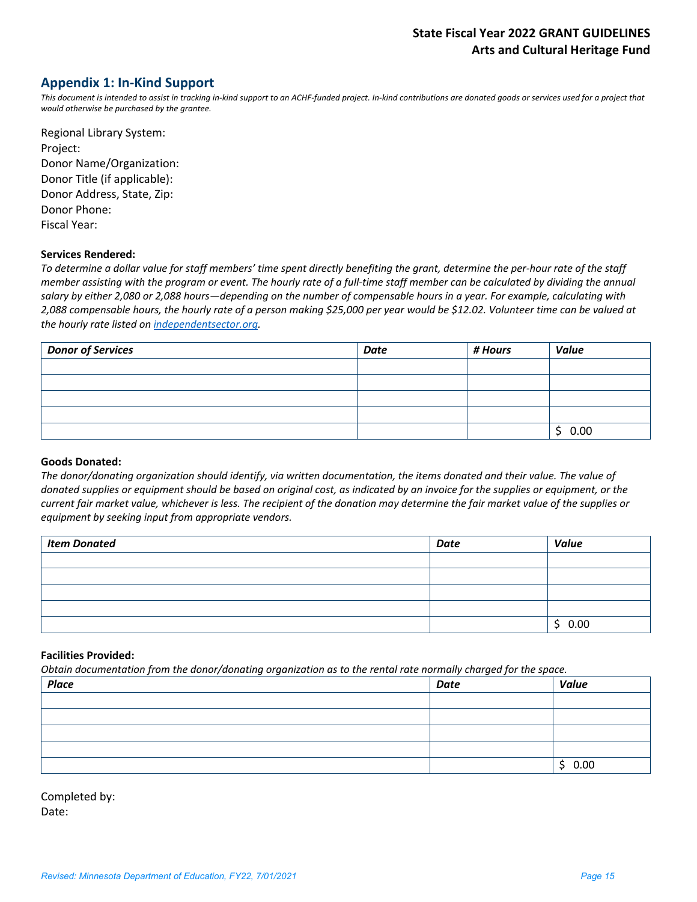## Appendix 1: In-Kind Support

*This document is intended to assist in tracking in-kind support to an ACHF-funded project. In-kind contributions are donated goods or services used for a project that would otherwise be purchased by the grantee.*

Regional Library System:
Project:
Donor Name/Organization:
Donor Title (if applicable):
Donor Address, State, Zip:
Donor Phone:
Fiscal Year:

**Services Rendered:**

*To determine a dollar value for staff members' time spent directly benefiting the grant, determine the per-hour rate of the staff member assisting with the program or event. The hourly rate of a full-time staff member can be calculated by dividing the annual salary by either 2,080 or 2,088 hours—depending on the number of compensable hours in a year. For example, calculating with 2,088 compensable hours, the hourly rate of a person making $25,000 per year would be $12.02. Volunteer time can be valued at the hourly rate listed on [independentsector.org](independentsector.org).*

| *Donor of Services* | *Date* | *# Hours* | *Value* |
|---|---|---|---|
| | | | |
| | | | |
| | | | |
| | | | |
| | | | $ 0.00 |

**Goods Donated:**

*The donor/donating organization should identify, via written documentation, the items donated and their value. The value of donated supplies or equipment should be based on original cost, as indicated by an invoice for the supplies or equipment, or the current fair market value, whichever is less. The recipient of the donation may determine the fair market value of the supplies or equipment by seeking input from appropriate vendors.*

| *Item Donated* | *Date* | *Value* |
|---|---|---|
| | | |
| | | |
| | | |
| | | |
| | | $ 0.00 |

**Facilities Provided:**

*Obtain documentation from the donor/donating organization as to the rental rate normally charged for the space.*

| *Place* | *Date* | *Value* |
|---|---|---|
| | | |
| | | |
| | | |
| | | |
| | | $ 0.00 |

Completed by:
Date: